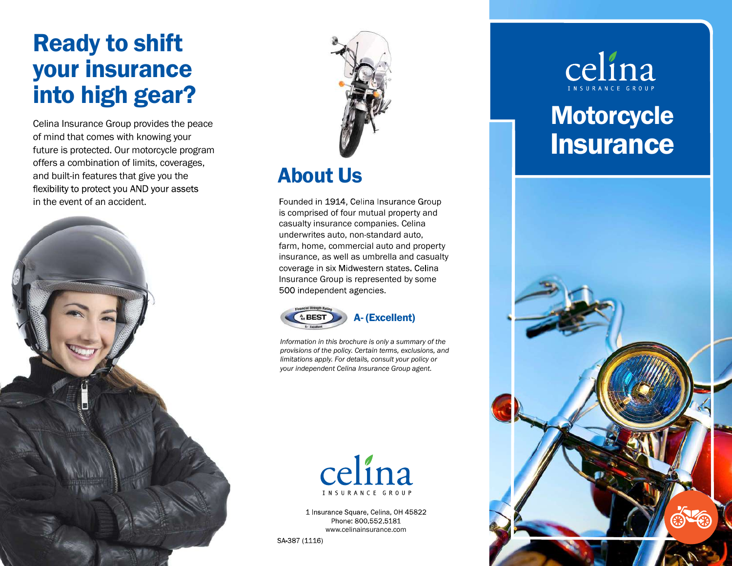# Ready to shift your insurance into high gear?

Celina Insurance Group provides the peace of mind that comes with knowing your future is protected. Our motorcycle program offers a combination of limits, coverages, and built-in features that give you the flexibility to protect you AND your assets in the event of an accident.

## About Us

Founded in 1914, Celina Insurance Group is comprised of four mutual property and casualty insurance companies. Celina underwrites auto, non-standard auto, farm, home, commercial auto and property insurance, as well as umbrella and casualty coverage in six Midwestern states. Celina Insurance Group is represented by some 500 independent agencies.

A.M. BEST Financial Strength Rating **A- (Excellent)**

*Information in this brochure is only a summary of the provisions of the policy. Certain terms, exclusions, and limitations apply. For details, consult your policy or your independent Celina Insurance Group agent.*

celina INSURANCE GROUP

1 Insurance Square, Celina, OH 45822
Phone: 800.552.5181
www.celinainsurance.com

SA-387 (1116)

celina INSURANCE GROUP

# Motorcycle Insurance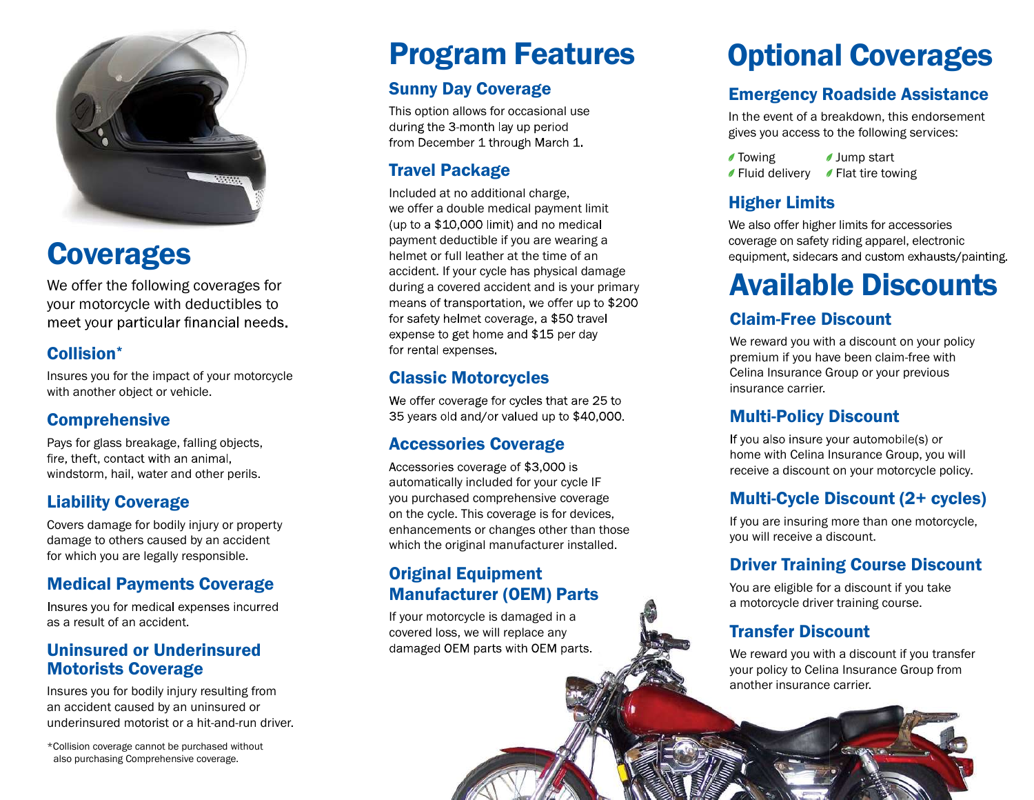# Coverages

We offer the following coverages for your motorcycle with deductibles to meet your particular financial needs.

## Collision*

Insures you for the impact of your motorcycle with another object or vehicle.

## Comprehensive

Pays for glass breakage, falling objects, fire, theft, contact with an animal, windstorm, hail, water and other perils.

## Liability Coverage

Covers damage for bodily injury or property damage to others caused by an accident for which you are legally responsible.

## Medical Payments Coverage

Insures you for medical expenses incurred as a result of an accident.

## Uninsured or Underinsured Motorists Coverage

Insures you for bodily injury resulting from an accident caused by an uninsured or underinsured motorist or a hit-and-run driver.

*Collision coverage cannot be purchased without also purchasing Comprehensive coverage.

# Program Features

## Sunny Day Coverage

This option allows for occasional use during the 3-month lay up period from December 1 through March 1.

## Travel Package

Included at no additional charge, we offer a double medical payment limit (up to a $10,000 limit) and no medical payment deductible if you are wearing a helmet or full leather at the time of an accident. If your cycle has physical damage during a covered accident and is your primary means of transportation, we offer up to $200 for safety helmet coverage, a $50 travel expense to get home and $15 per day for rental expenses.

## Classic Motorcycles

We offer coverage for cycles that are 25 to 35 years old and/or valued up to $40,000.

## Accessories Coverage

Accessories coverage of $3,000 is automatically included for your cycle IF you purchased comprehensive coverage on the cycle. This coverage is for devices, enhancements or changes other than those which the original manufacturer installed.

## Original Equipment Manufacturer (OEM) Parts

If your motorcycle is damaged in a covered loss, we will replace any damaged OEM parts with OEM parts.

# Optional Coverages

## Emergency Roadside Assistance

In the event of a breakdown, this endorsement gives you access to the following services:

- Towing
- Jump start
- Fluid delivery
- Flat tire towing

## Higher Limits

We also offer higher limits for accessories coverage on safety riding apparel, electronic equipment, sidecars and custom exhausts/painting.

# Available Discounts

## Claim-Free Discount

We reward you with a discount on your policy premium if you have been claim-free with Celina Insurance Group or your previous insurance carrier.

## Multi-Policy Discount

If you also insure your automobile(s) or home with Celina Insurance Group, you will receive a discount on your motorcycle policy.

## Multi-Cycle Discount (2+ cycles)

If you are insuring more than one motorcycle, you will receive a discount.

## Driver Training Course Discount

You are eligible for a discount if you take a motorcycle driver training course.

## Transfer Discount

We reward you with a discount if you transfer your policy to Celina Insurance Group from another insurance carrier.